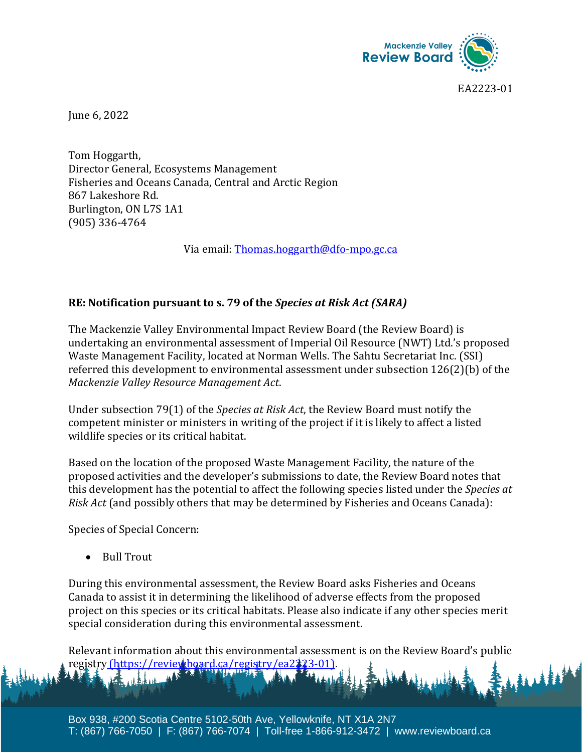EA2223-01

June 6, 2022

Tom Hoggarth,
Director General, Ecosystems Management
Fisheries and Oceans Canada, Central and Arctic Region
867 Lakeshore Rd.
Burlington, ON L7S 1A1
(905) 336-4764

Via email: Thomas.hoggarth@dfo-mpo.gc.ca

**RE: Notification pursuant to s. 79 of the *Species at Risk Act (SARA)***

The Mackenzie Valley Environmental Impact Review Board (the Review Board) is undertaking an environmental assessment of Imperial Oil Resource (NWT) Ltd.'s proposed Waste Management Facility, located at Norman Wells. The Sahtu Secretariat Inc. (SSI) referred this development to environmental assessment under subsection 126(2)(b) of the *Mackenzie Valley Resource Management Act*.

Under subsection 79(1) of the *Species at Risk Act*, the Review Board must notify the competent minister or ministers in writing of the project if it is likely to affect a listed wildlife species or its critical habitat.

Based on the location of the proposed Waste Management Facility, the nature of the proposed activities and the developer's submissions to date, the Review Board notes that this development has the potential to affect the following species listed under the *Species at Risk Act* (and possibly others that may be determined by Fisheries and Oceans Canada):

Species of Special Concern:

- Bull Trout

During this environmental assessment, the Review Board asks Fisheries and Oceans Canada to assist it in determining the likelihood of adverse effects from the proposed project on this species or its critical habitats. Please also indicate if any other species merit special consideration during this environmental assessment.

Relevant information about this environmental assessment is on the Review Board's public registry (https://reviewboard.ca/registry/ea2223-01).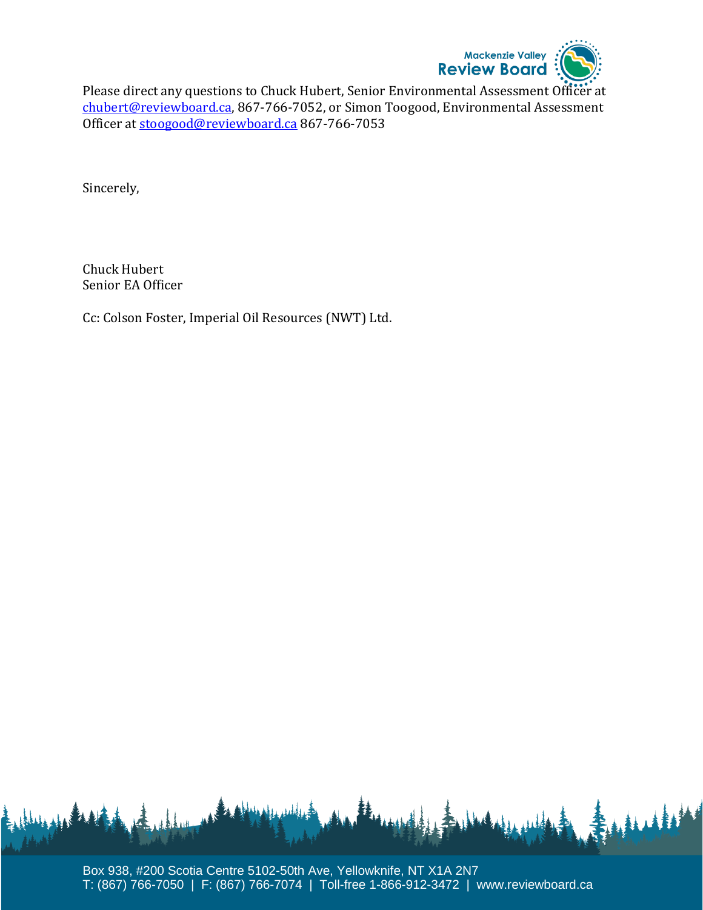Please direct any questions to Chuck Hubert, Senior Environmental Assessment Officer at chubert@reviewboard.ca, 867-766-7052, or Simon Toogood, Environmental Assessment Officer at stoogood@reviewboard.ca 867-766-7053

Sincerely,

Chuck Hubert  
Senior EA Officer

Cc: Colson Foster, Imperial Oil Resources (NWT) Ltd.